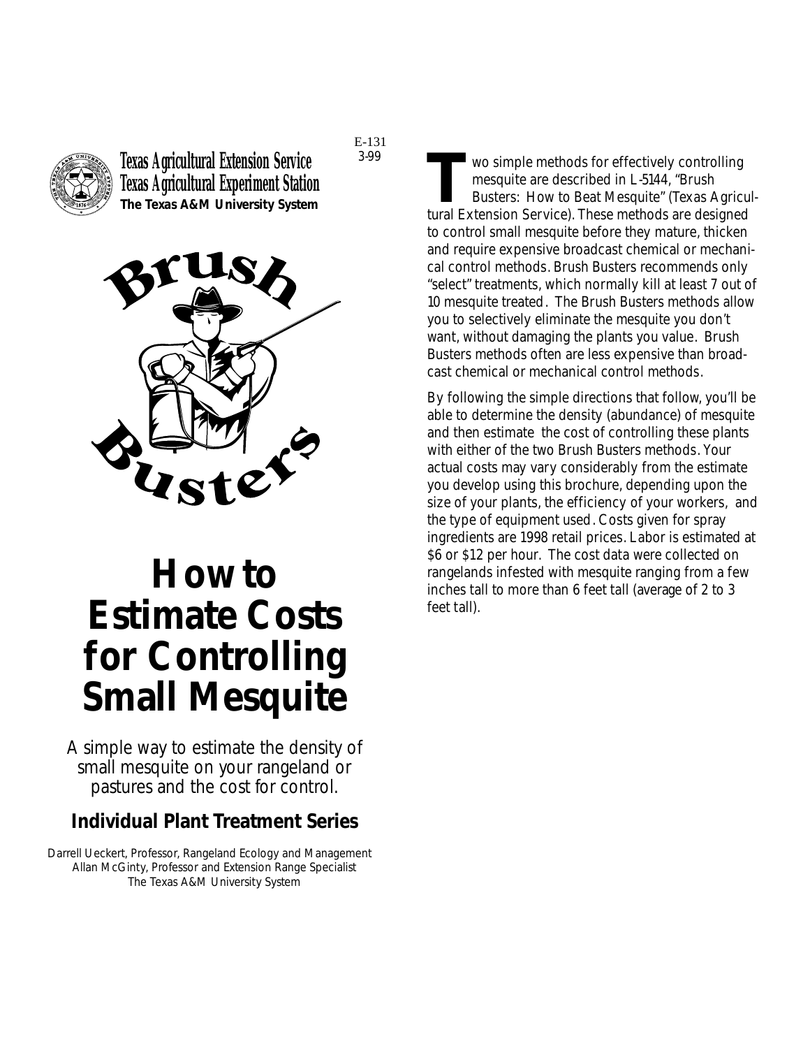Texas Agricultural Extension Service
Texas Agricultural Experiment Station
**The Texas A&M University System**

E-131
3-99

Brush Busters

# How to Estimate Costs for Controlling Small Mesquite

A simple way to estimate the density of small mesquite on your rangeland or pastures and the cost for control.

## Individual Plant Treatment Series

Darrell Ueckert, Professor, Rangeland Ecology and Management
Allan McGinty, Professor and Extension Range Specialist
The Texas A&M University System

Two simple methods for effectively controlling mesquite are described in L-5144, "Brush Busters: How to Beat Mesquite" (Texas Agricultural Extension Service). These methods are designed to control small mesquite before they mature, thicken and require expensive broadcast chemical or mechanical control methods. Brush Busters recommends only "select" treatments, which normally kill at least 7 out of 10 mesquite treated. The Brush Busters methods allow you to selectively eliminate the mesquite you don't want, without damaging the plants you value. Brush Busters methods often are less expensive than broadcast chemical or mechanical control methods.

By following the simple directions that follow, you'll be able to determine the density (abundance) of mesquite and then estimate the cost of controlling these plants with either of the two Brush Busters methods. Your actual costs may vary considerably from the estimate you develop using this brochure, depending upon the size of your plants, the efficiency of your workers, and the type of equipment used. Costs given for spray ingredients are 1998 retail prices. Labor is estimated at \$6 or \$12 per hour. The cost data were collected on rangelands infested with mesquite ranging from a few inches tall to more than 6 feet tall (average of 2 to 3 feet tall).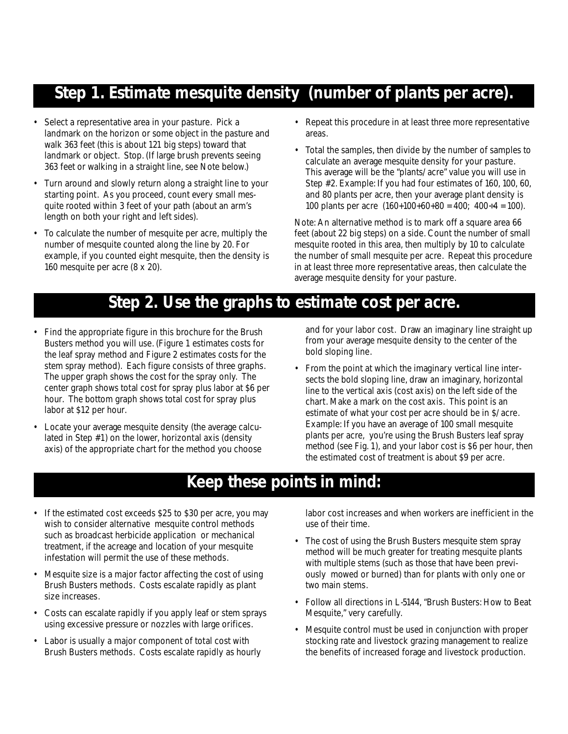## Step 1. Estimate mesquite density (number of plants per acre).

- Select a representative area in your pasture. Pick a landmark on the horizon or some object in the pasture and walk 363 feet (this is about 121 big steps) toward that landmark or object. Stop. (If large brush prevents seeing 363 feet or walking in a straight line, see Note below.)
- Turn around and slowly return along a straight line to your starting point. As you proceed, count every small mesquite rooted within 3 feet of your path (about an arm's length on both your right and left sides).
- To calculate the number of mesquite per acre, multiply the number of mesquite counted along the line by 20. For example, if you counted eight mesquite, then the density is 160 mesquite per acre (8 x 20).
- Repeat this procedure in at least three more representative areas.
- Total the samples, then divide by the number of samples to calculate an average mesquite density for your pasture. This average will be the "plants/acre" value you will use in Step #2. Example: If you had four estimates of 160, 100, 60, and 80 plants per acre, then your average plant density is 100 plants per acre (160+100+60+80 = 400; 400÷4 = 100).

Note: An alternative method is to mark off a square area 66 feet (about 22 big steps) on a side. Count the number of small mesquite rooted in this area, then multiply by 10 to calculate the number of small mesquite per acre. Repeat this procedure in at least three more representative areas, then calculate the average mesquite density for your pasture.

## Step 2. Use the graphs to estimate cost per acre.

- Find the appropriate figure in this brochure for the Brush Busters method you will use. (Figure 1 estimates costs for the leaf spray method and Figure 2 estimates costs for the stem spray method). Each figure consists of three graphs. The upper graph shows the cost for the spray only. The center graph shows total cost for spray plus labor at $6 per hour. The bottom graph shows total cost for spray plus labor at $12 per hour.
- Locate your average mesquite density (the average calculated in Step #1) on the lower, horizontal axis (density axis) of the appropriate chart for the method you choose and for your labor cost. Draw an imaginary line straight up from your average mesquite density to the center of the bold sloping line.
- From the point at which the imaginary vertical line intersects the bold sloping line, draw an imaginary, horizontal line to the vertical axis (cost axis) on the left side of the chart. Make a mark on the cost axis. This point is an estimate of what your cost per acre should be in $/acre. Example: If you have an average of 100 small mesquite plants per acre, you're using the Brush Busters leaf spray method (see Fig. 1), and your labor cost is $6 per hour, then the estimated cost of treatment is about $9 per acre.

## Keep these points in mind:

- If the estimated cost exceeds $25 to $30 per acre, you may wish to consider alternative mesquite control methods such as broadcast herbicide application or mechanical treatment, if the acreage and location of your mesquite infestation will permit the use of these methods.
- Mesquite size is a major factor affecting the cost of using Brush Busters methods. Costs escalate rapidly as plant size increases.
- Costs can escalate rapidly if you apply leaf or stem sprays using excessive pressure or nozzles with large orifices.
- Labor is usually a major component of total cost with Brush Busters methods. Costs escalate rapidly as hourly labor cost increases and when workers are inefficient in the use of their time.
- The cost of using the Brush Busters mesquite stem spray method will be much greater for treating mesquite plants with multiple stems (such as those that have been previously mowed or burned) than for plants with only one or two main stems.
- Follow all directions in L-5144, "Brush Busters: How to Beat Mesquite," very carefully.
- Mesquite control must be used in conjunction with proper stocking rate and livestock grazing management to realize the benefits of increased forage and livestock production.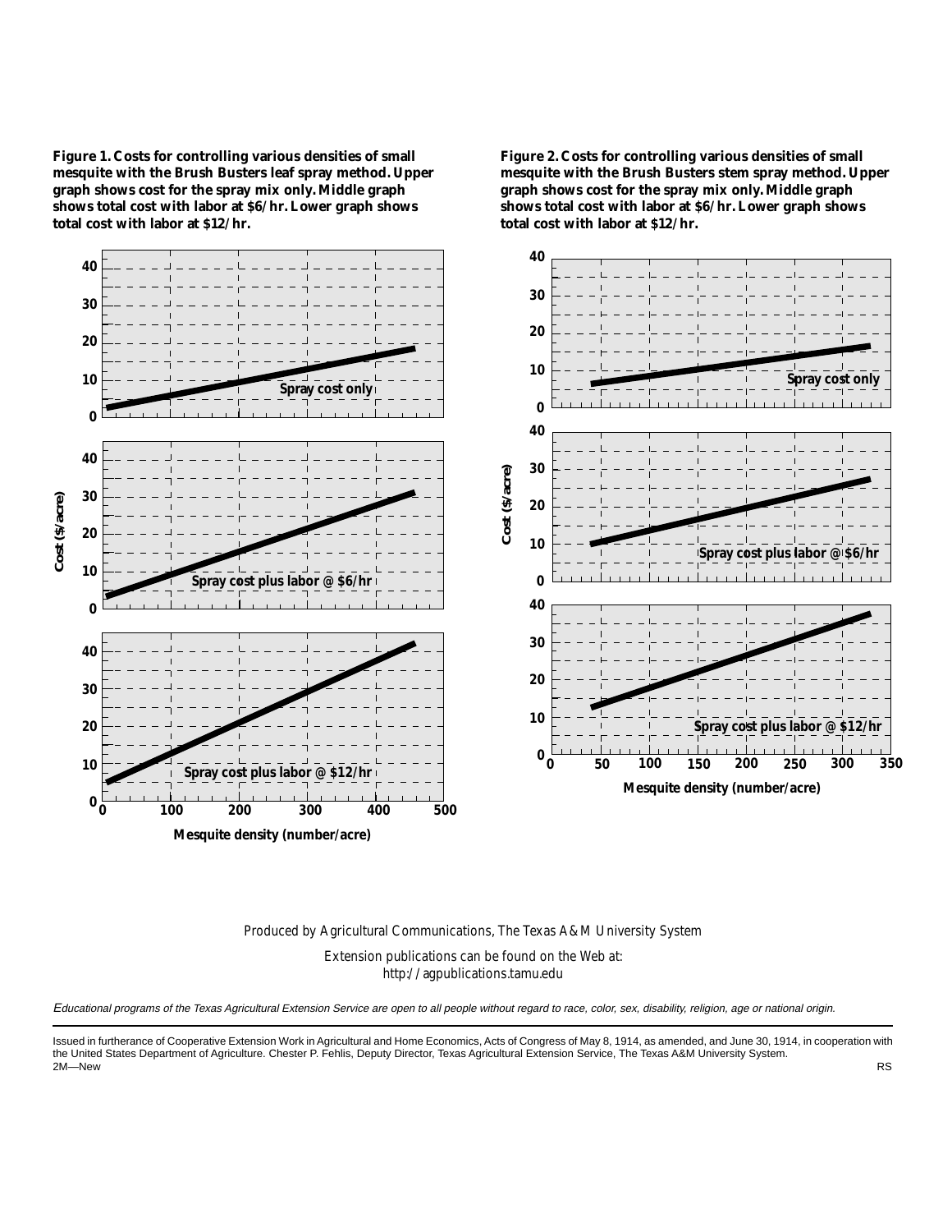**Figure 1. Costs for controlling various densities of small mesquite with the Brush Busters leaf spray method. Upper graph shows cost for the spray mix only. Middle graph shows total cost with labor at $6/hr. Lower graph shows total cost with labor at $12/hr.**

Cost ($/acre)

0
10
20
30
40

Spray cost only

Spray cost plus labor @ $6/hr

Spray cost plus labor @ $12/hr

0
100
200
300
400
500

Mesquite density (number/acre)

**Figure 2. Costs for controlling various densities of small mesquite with the Brush Busters stem spray method. Upper graph shows cost for the spray mix only. Middle graph shows total cost with labor at $6/hr. Lower graph shows total cost with labor at $12/hr.**

Cost ($/acre)

0
10
20
30
40

Spray cost only

Spray cost plus labor @ $6/hr

Spray cost plus labor @ $12/hr

0
50
100
150
200
250
300
350

Mesquite density (number/acre)

Produced by Agricultural Communications, The Texas A&M University System

Extension publications can be found on the Web at: http://agpublications.tamu.edu

*Educational programs of the Texas Agricultural Extension Service are open to all people without regard to race, color, sex, disability, religion, age or national origin.*

Issued in furtherance of Cooperative Extension Work in Agricultural and Home Economics, Acts of Congress of May 8, 1914, as amended, and June 30, 1914, in cooperation with the United States Department of Agriculture. Chester P. Fehlis, Deputy Director, Texas Agricultural Extension Service, The Texas A&M University System.
2M—New RS